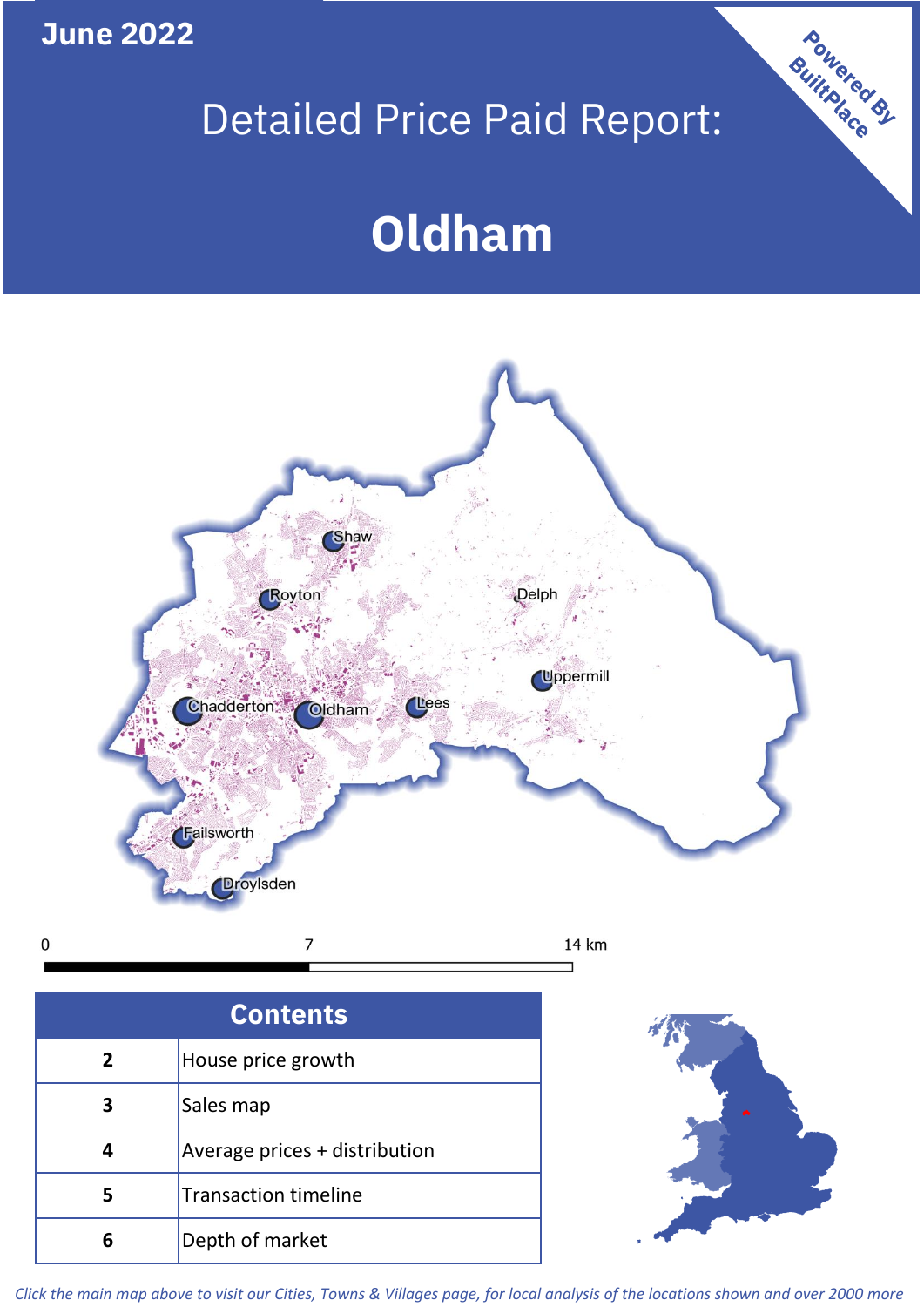June 2022

# Detailed Price Paid Report:

# Oldham

Powered By BuiltPlace

| Contents | |
|---|---|
| 2 | House price growth |
| 3 | Sales map |
| 4 | Average prices + distribution |
| 5 | Transaction timeline |
| 6 | Depth of market |

*Click the main map above to visit our Cities, Towns & Villages page, for local analysis of the locations shown and over 2000 more*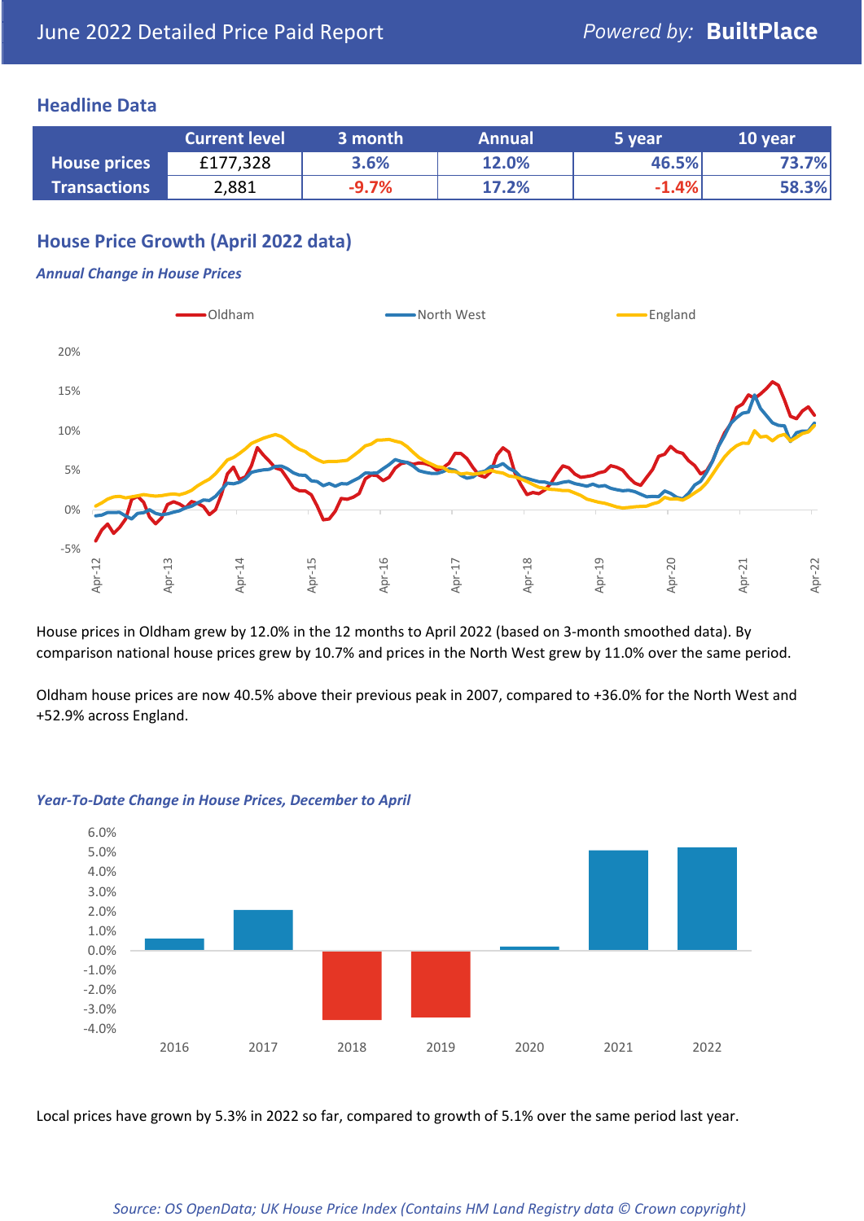# June 2022 Detailed Price Paid Report

Powered by: **BuiltPlace**

## Headline Data

| | Current level | 3 month | Annual | 5 year | 10 year |
|---|---|---|---|---|---|
| **House prices** | £177,328 | 3.6% | 12.0% | 46.5% | 73.7% |
| **Transactions** | 2,881 | -9.7% | 17.2% | -1.4% | 58.3% |

## House Price Growth (April 2022 data)

### *Annual Change in House Prices*

House prices in Oldham grew by 12.0% in the 12 months to April 2022 (based on 3-month smoothed data). By comparison national house prices grew by 10.7% and prices in the North West grew by 11.0% over the same period.

Oldham house prices are now 40.5% above their previous peak in 2007, compared to +36.0% for the North West and +52.9% across England.

### *Year-To-Date Change in House Prices, December to April*

Local prices have grown by 5.3% in 2022 so far, compared to growth of 5.1% over the same period last year.

*Source: OS OpenData; UK House Price Index (Contains HM Land Registry data © Crown copyright)*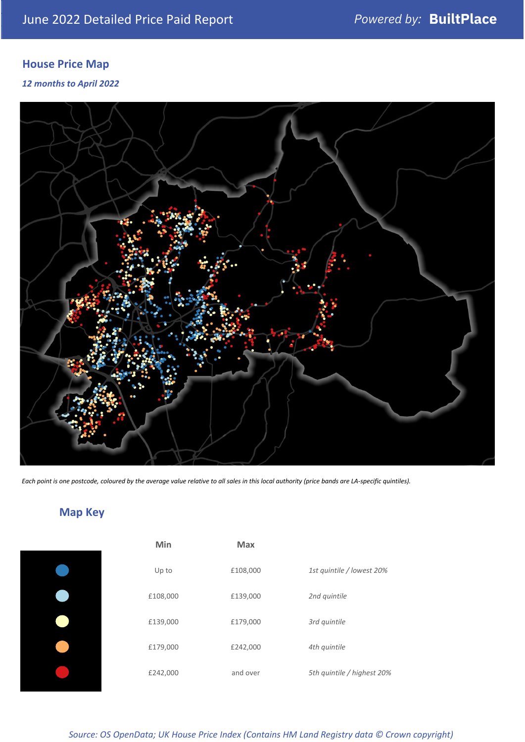## House Price Map

*12 months to April 2022*

*Each point is one postcode, coloured by the average value relative to all sales in this local authority (price bands are LA-specific quintiles).*

## Map Key

| | Min | Max | |
|---|---|---|---|
| ● | Up to | £108,000 | *1st quintile / lowest 20%* |
| ● | £108,000 | £139,000 | *2nd quintile* |
| ● | £139,000 | £179,000 | *3rd quintile* |
| ● | £179,000 | £242,000 | *4th quintile* |
| ● | £242,000 | and over | *5th quintile / highest 20%* |

*Source: OS OpenData; UK House Price Index (Contains HM Land Registry data © Crown copyright)*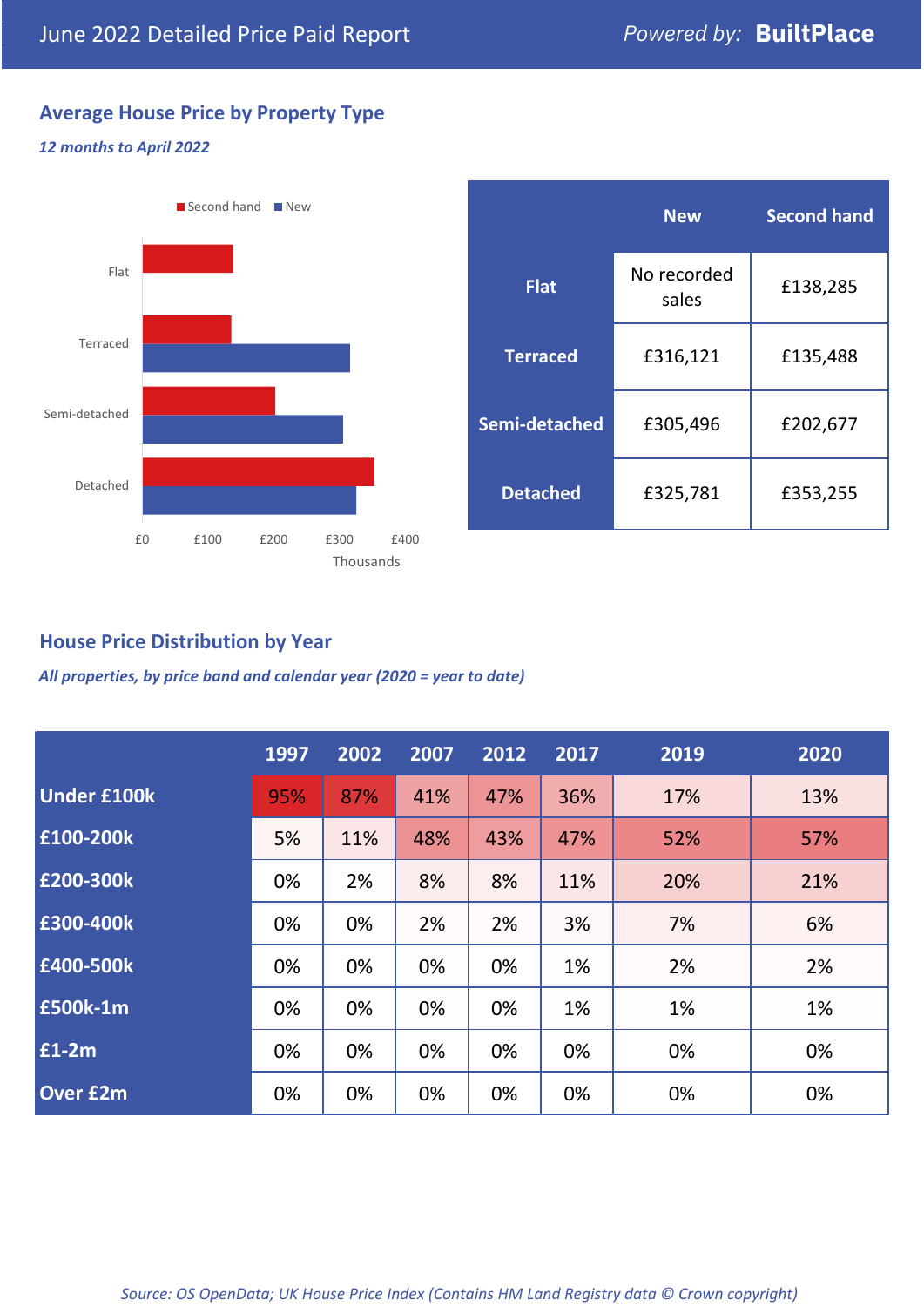# June 2022 Detailed Price Paid Report

Powered by: **BuiltPlace**

## Average House Price by Property Type

*12 months to April 2022*

| | New | Second hand |
|---|---|---|
| **Flat** | No recorded sales | £138,285 |
| **Terraced** | £316,121 | £135,488 |
| **Semi-detached** | £305,496 | £202,677 |
| **Detached** | £325,781 | £353,255 |

## House Price Distribution by Year

*All properties, by price band and calendar year (2020 = year to date)*

| | 1997 | 2002 | 2007 | 2012 | 2017 | 2019 | 2020 |
|---|---|---|---|---|---|---|---|
| **Under £100k** | 95% | 87% | 41% | 47% | 36% | 17% | 13% |
| **£100-200k** | 5% | 11% | 48% | 43% | 47% | 52% | 57% |
| **£200-300k** | 0% | 2% | 8% | 8% | 11% | 20% | 21% |
| **£300-400k** | 0% | 0% | 2% | 2% | 3% | 7% | 6% |
| **£400-500k** | 0% | 0% | 0% | 0% | 1% | 2% | 2% |
| **£500k-1m** | 0% | 0% | 0% | 0% | 1% | 1% | 1% |
| **£1-2m** | 0% | 0% | 0% | 0% | 0% | 0% | 0% |
| **Over £2m** | 0% | 0% | 0% | 0% | 0% | 0% | 0% |

*Source: OS OpenData; UK House Price Index (Contains HM Land Registry data © Crown copyright)*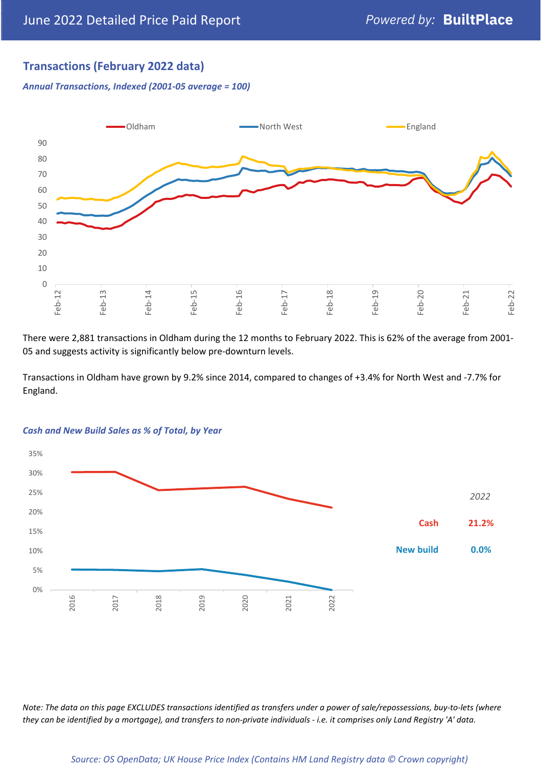## Transactions (February 2022 data)

*Annual Transactions, Indexed (2001-05 average = 100)*

There were 2,881 transactions in Oldham during the 12 months to February 2022. This is 62% of the average from 2001-05 and suggests activity is significantly below pre-downturn levels.

Transactions in Oldham have grown by 9.2% since 2014, compared to changes of +3.4% for North West and -7.7% for England.

*Cash and New Build Sales as % of Total, by Year*

| *2022* | |
|---|---|
| Cash | 21.2% |
| New build | 0.0% |

*Note: The data on this page EXCLUDES transactions identified as transfers under a power of sale/repossessions, buy-to-lets (where they can be identified by a mortgage), and transfers to non-private individuals - i.e. it comprises only Land Registry 'A' data.*

*Source: OS OpenData; UK House Price Index (Contains HM Land Registry data © Crown copyright)*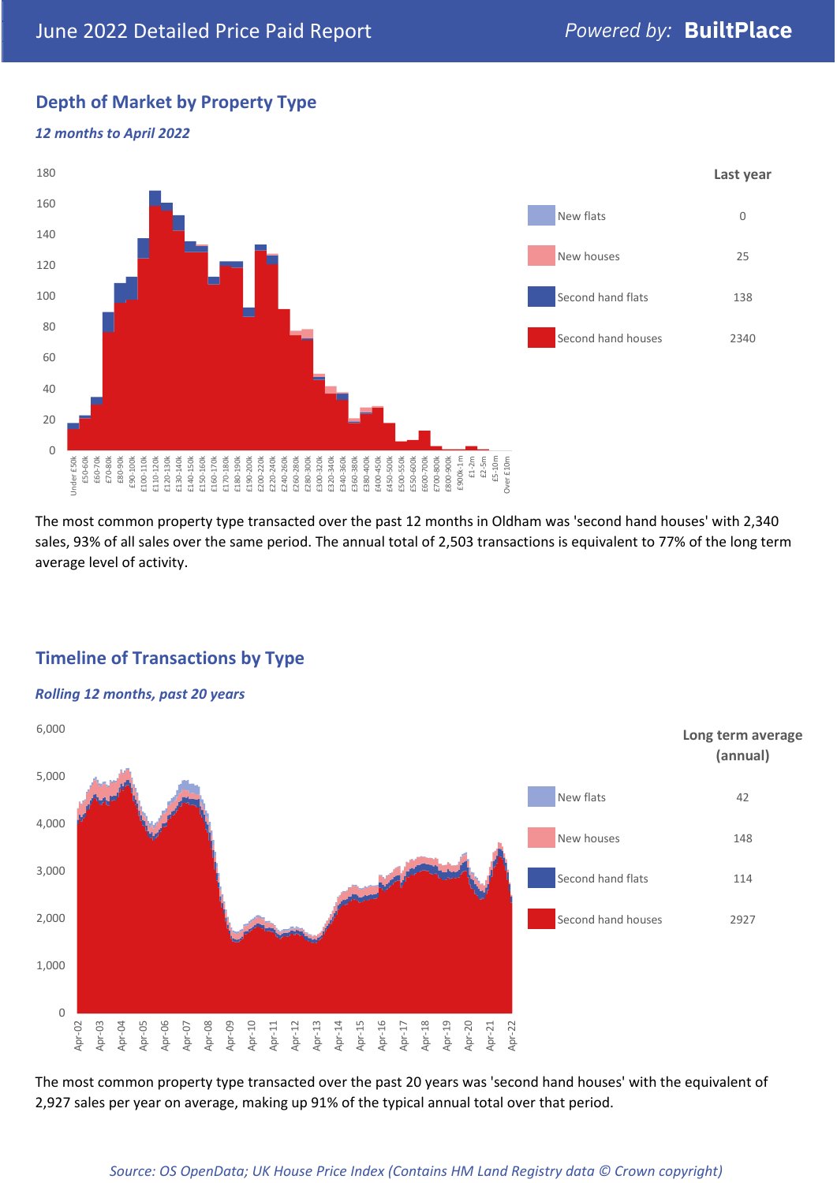## Depth of Market by Property Type

*12 months to April 2022*

180
160
140
120
100
80
60
40
20
0

Under £50k, £50-60k, £60-70k, £70-80k, £80-90k, £90-100k, £100-110k, £110-120k, £120-130k, £130-140k, £140-150k, £150-160k, £160-170k, £170-180k, £180-190k, £190-200k, £200-220k, £220-240k, £240-260k, £260-280k, £280-300k, £300-320k, £320-340k, £340-360k, £360-380k, £380-400k, £400-450k, £450-500k, £500-550k, £550-600k, £600-700k, £700-800k, £800-900k, £900k-1m, £1-2m, £2-5m, £5-10m, Over £10m

Last year

New flats 0
New houses 25
Second hand flats 138
Second hand houses 2340

The most common property type transacted over the past 12 months in Oldham was 'second hand houses' with 2,340 sales, 93% of all sales over the same period. The annual total of 2,503 transactions is equivalent to 77% of the long term average level of activity.

## Timeline of Transactions by Type

*Rolling 12 months, past 20 years*

6,000
5,000
4,000
3,000
2,000
1,000
0

Apr-02, Apr-03, Apr-04, Apr-05, Apr-06, Apr-07, Apr-08, Apr-09, Apr-10, Apr-11, Apr-12, Apr-13, Apr-14, Apr-15, Apr-16, Apr-17, Apr-18, Apr-19, Apr-20, Apr-21, Apr-22

Long term average (annual)

New flats 42
New houses 148
Second hand flats 114
Second hand houses 2927

The most common property type transacted over the past 20 years was 'second hand houses' with the equivalent of 2,927 sales per year on average, making up 91% of the typical annual total over that period.

*Source: OS OpenData; UK House Price Index (Contains HM Land Registry data © Crown copyright)*